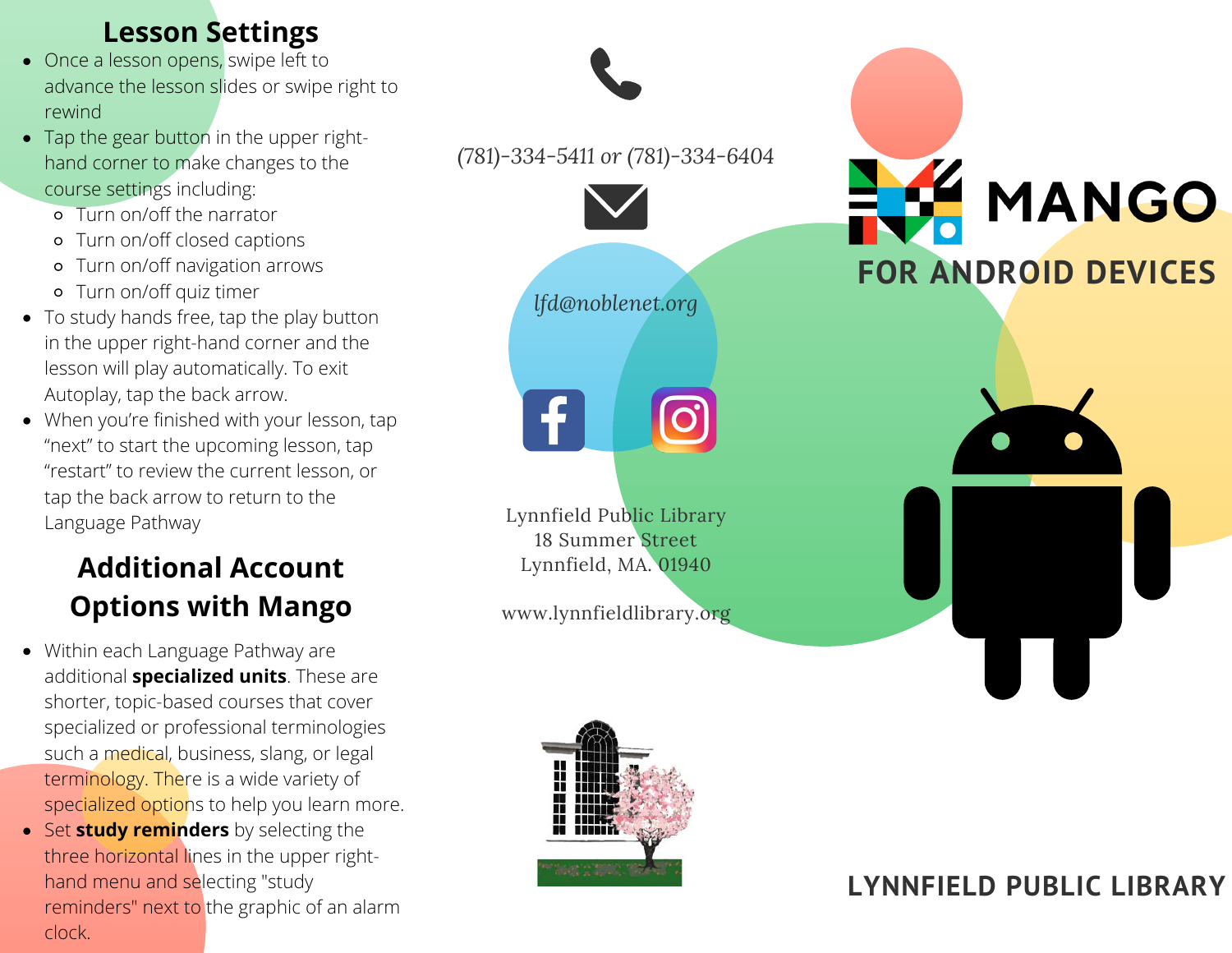## Lesson Settings

- Once a lesson opens, swipe left to advance the lesson slides or swipe right to rewind
- Tap the gear button in the upper right-hand corner to make changes to the course settings including:
  - Turn on/off the narrator
  - Turn on/off closed captions
  - Turn on/off navigation arrows
  - Turn on/off quiz timer
- To study hands free, tap the play button in the upper right-hand corner and the lesson will play automatically. To exit Autoplay, tap the back arrow.
- When you're finished with your lesson, tap "next" to start the upcoming lesson, tap "restart" to review the current lesson, or tap the back arrow to return to the Language Pathway

## Additional Account Options with Mango

- Within each Language Pathway are additional **specialized units**. These are shorter, topic-based courses that cover specialized or professional terminologies such a medical, business, slang, or legal terminology. There is a wide variety of specialized options to help you learn more.
- Set **study reminders** by selecting the three horizontal lines in the upper right-hand menu and selecting "study reminders" next to the graphic of an alarm clock.

*(781)-334-5411 or (781)-334-6404*

*lfd@noblenet.org*

Lynnfield Public Library
18 Summer Street
Lynnfield, MA. 01940

www.lynnfieldlibrary.org

# MANGO

## FOR ANDROID DEVICES

**LYNNFIELD PUBLIC LIBRARY**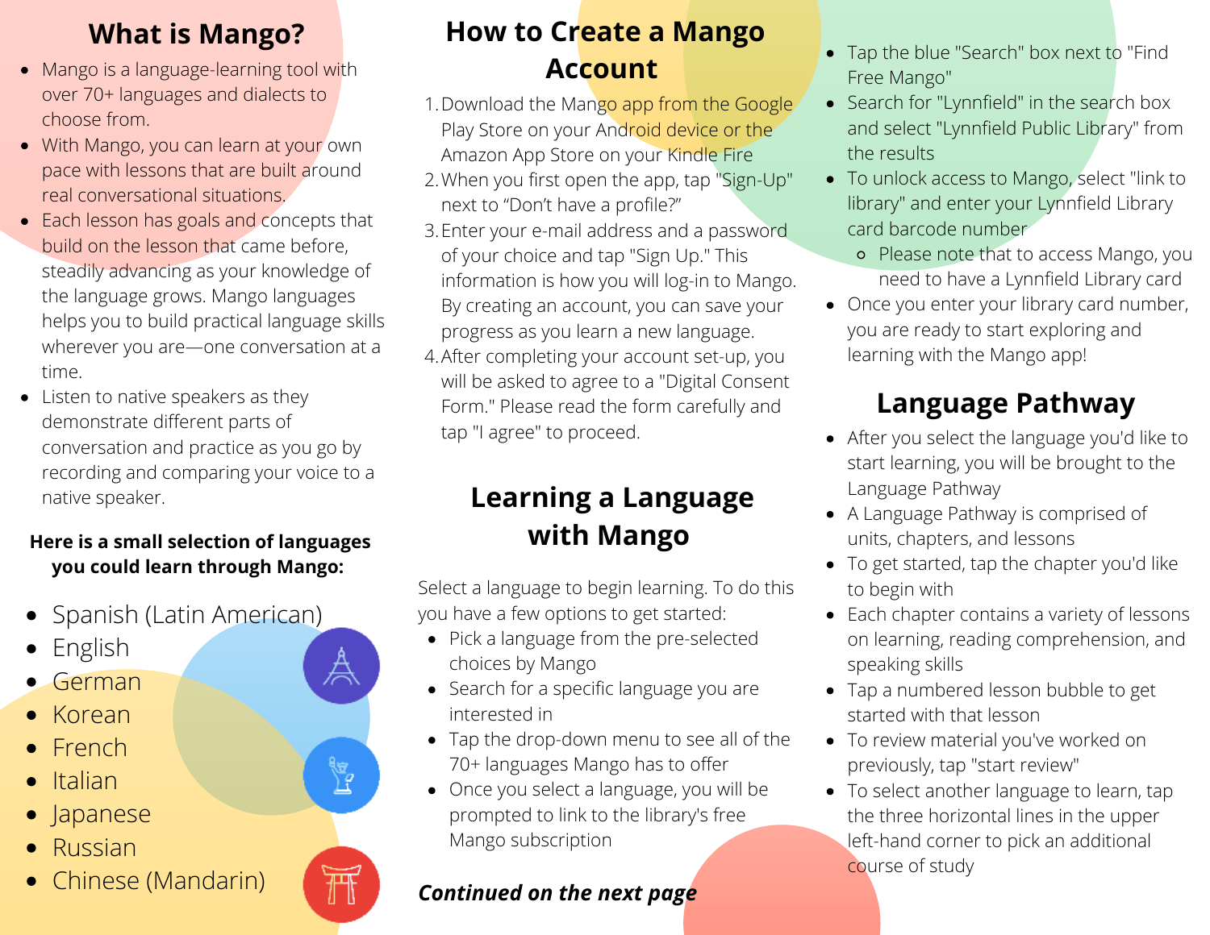## What is Mango?

- Mango is a language-learning tool with over 70+ languages and dialects to choose from.
- With Mango, you can learn at your own pace with lessons that are built around real conversational situations.
- Each lesson has goals and concepts that build on the lesson that came before, steadily advancing as your knowledge of the language grows. Mango languages helps you to build practical language skills wherever you are—one conversation at a time.
- Listen to native speakers as they demonstrate different parts of conversation and practice as you go by recording and comparing your voice to a native speaker.

**Here is a small selection of languages you could learn through Mango:**

- Spanish (Latin American)
- English
- German
- Korean
- French
- Italian
- Japanese
- Russian
- Chinese (Mandarin)

## How to Create a Mango Account

1. Download the Mango app from the Google Play Store on your Android device or the Amazon App Store on your Kindle Fire
2. When you first open the app, tap "Sign-Up" next to "Don't have a profile?"
3. Enter your e-mail address and a password of your choice and tap "Sign Up." This information is how you will log-in to Mango. By creating an account, you can save your progress as you learn a new language.
4. After completing your account set-up, you will be asked to agree to a "Digital Consent Form." Please read the form carefully and tap "I agree" to proceed.

## Learning a Language with Mango

Select a language to begin learning. To do this you have a few options to get started:

- Pick a language from the pre-selected choices by Mango
- Search for a specific language you are interested in
- Tap the drop-down menu to see all of the 70+ languages Mango has to offer
- Once you select a language, you will be prompted to link to the library's free Mango subscription

***Continued on the next page***

- Tap the blue "Search" box next to "Find Free Mango"
- Search for "Lynnfield" in the search box and select "Lynnfield Public Library" from the results
- To unlock access to Mango, select "link to library" and enter your Lynnfield Library card barcode number
  - Please note that to access Mango, you need to have a Lynnfield Library card
- Once you enter your library card number, you are ready to start exploring and learning with the Mango app!

## Language Pathway

- After you select the language you'd like to start learning, you will be brought to the Language Pathway
- A Language Pathway is comprised of units, chapters, and lessons
- To get started, tap the chapter you'd like to begin with
- Each chapter contains a variety of lessons on learning, reading comprehension, and speaking skills
- Tap a numbered lesson bubble to get started with that lesson
- To review material you've worked on previously, tap "start review"
- To select another language to learn, tap the three horizontal lines in the upper left-hand corner to pick an additional course of study